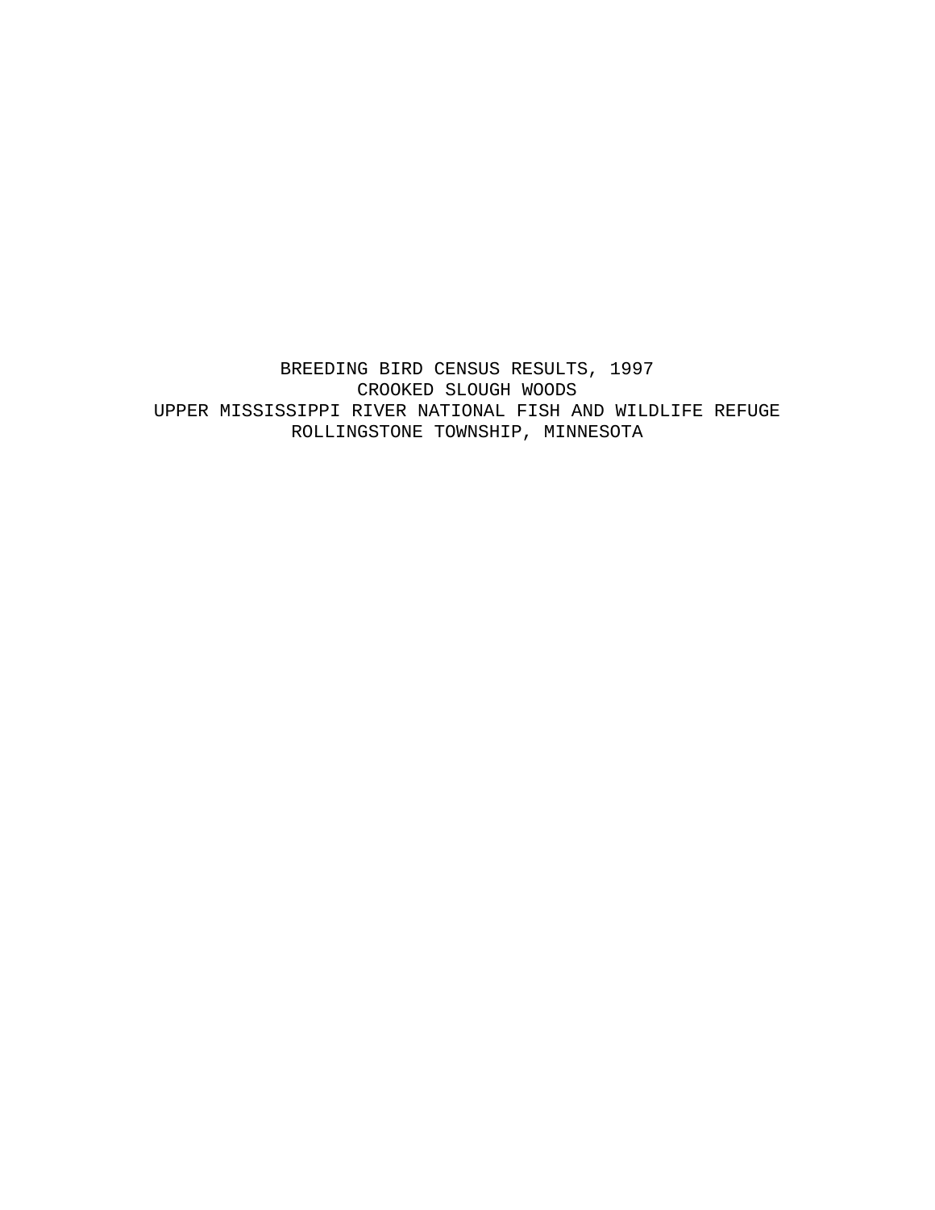# BREEDING BIRD CENSUS RESULTS, 1997
## CROOKED SLOUGH WOODS
## UPPER MISSISSIPPI RIVER NATIONAL FISH AND WILDLIFE REFUGE
## ROLLINGSTONE TOWNSHIP, MINNESOTA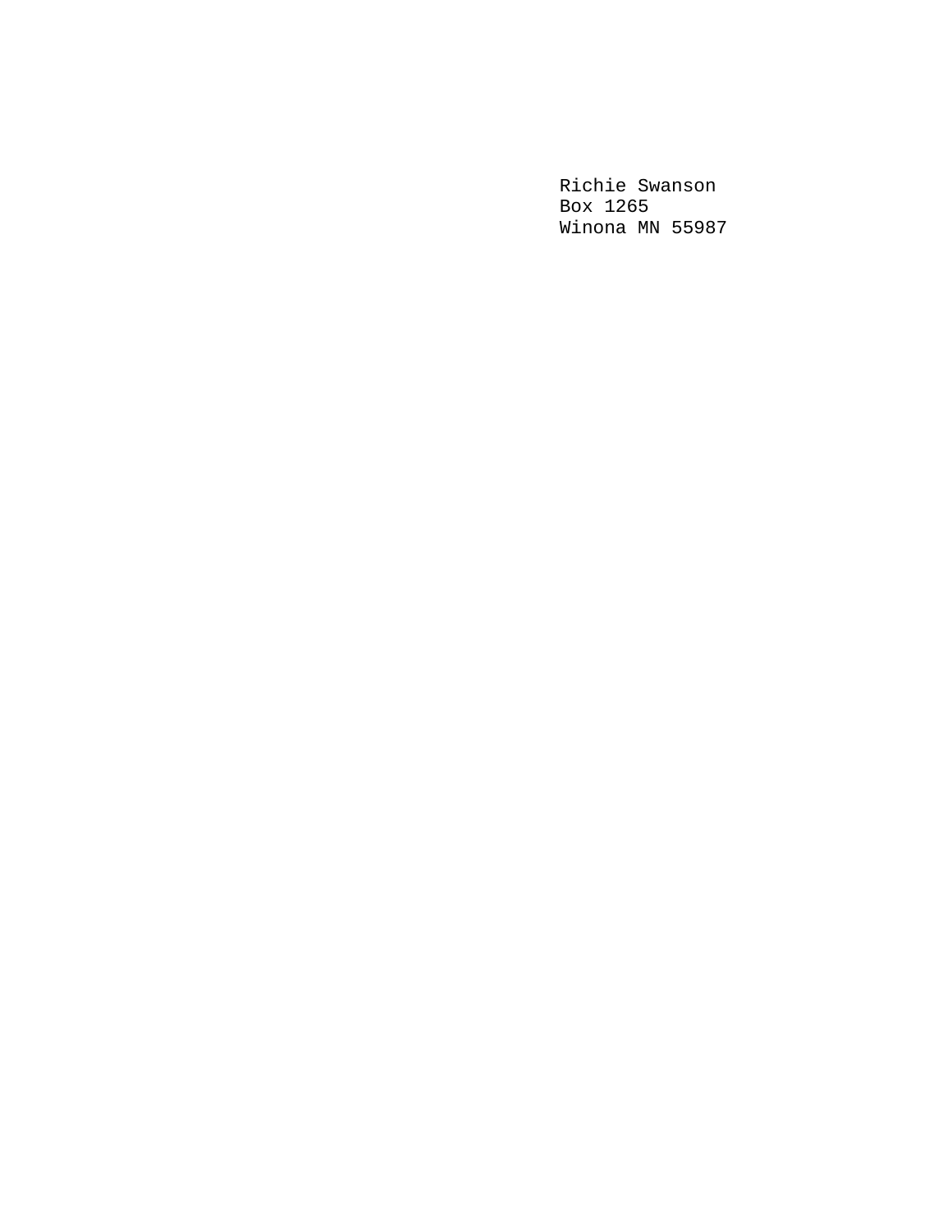Richie Swanson  
Box 1265  
Winona MN 55987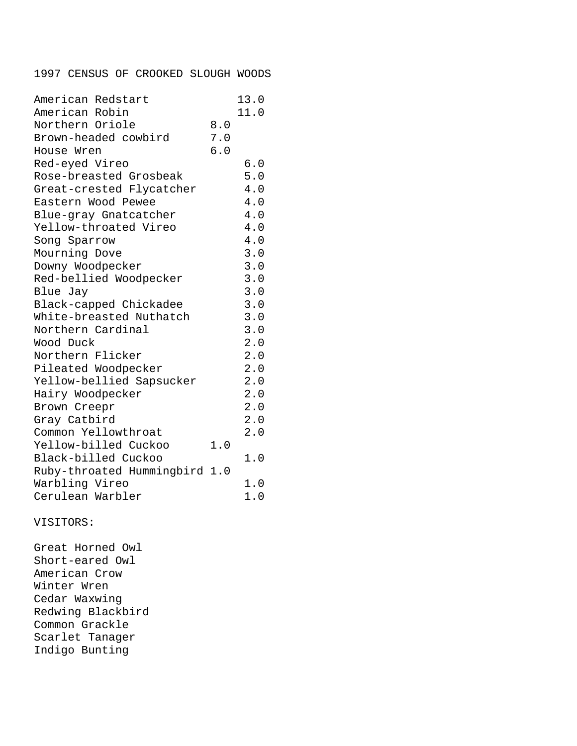1997 CENSUS OF CROOKED SLOUGH WOODS

| Species | | |
|---|---|---|
| American Redstart | | 13.0 |
| American Robin | | 11.0 |
| Northern Oriole | 8.0 | |
| Brown-headed cowbird | 7.0 | |
| House Wren | 6.0 | |
| Red-eyed Vireo | | 6.0 |
| Rose-breasted Grosbeak | | 5.0 |
| Great-crested Flycatcher | | 4.0 |
| Eastern Wood Pewee | | 4.0 |
| Blue-gray Gnatcatcher | | 4.0 |
| Yellow-throated Vireo | | 4.0 |
| Song Sparrow | | 4.0 |
| Mourning Dove | | 3.0 |
| Downy Woodpecker | | 3.0 |
| Red-bellied Woodpecker | | 3.0 |
| Blue Jay | | 3.0 |
| Black-capped Chickadee | | 3.0 |
| White-breasted Nuthatch | | 3.0 |
| Northern Cardinal | | 3.0 |
| Wood Duck | | 2.0 |
| Northern Flicker | | 2.0 |
| Pileated Woodpecker | | 2.0 |
| Yellow-bellied Sapsucker | | 2.0 |
| Hairy Woodpecker | | 2.0 |
| Brown Creepr | | 2.0 |
| Gray Catbird | | 2.0 |
| Common Yellowthroat | | 2.0 |
| Yellow-billed Cuckoo | 1.0 | |
| Black-billed Cuckoo | | 1.0 |
| Ruby-throated Hummingbird | 1.0 | |
| Warbling Vireo | | 1.0 |
| Cerulean Warbler | | 1.0 |

VISITORS:

Great Horned Owl
Short-eared Owl
American Crow
Winter Wren
Cedar Waxwing
Redwing Blackbird
Common Grackle
Scarlet Tanager
Indigo Bunting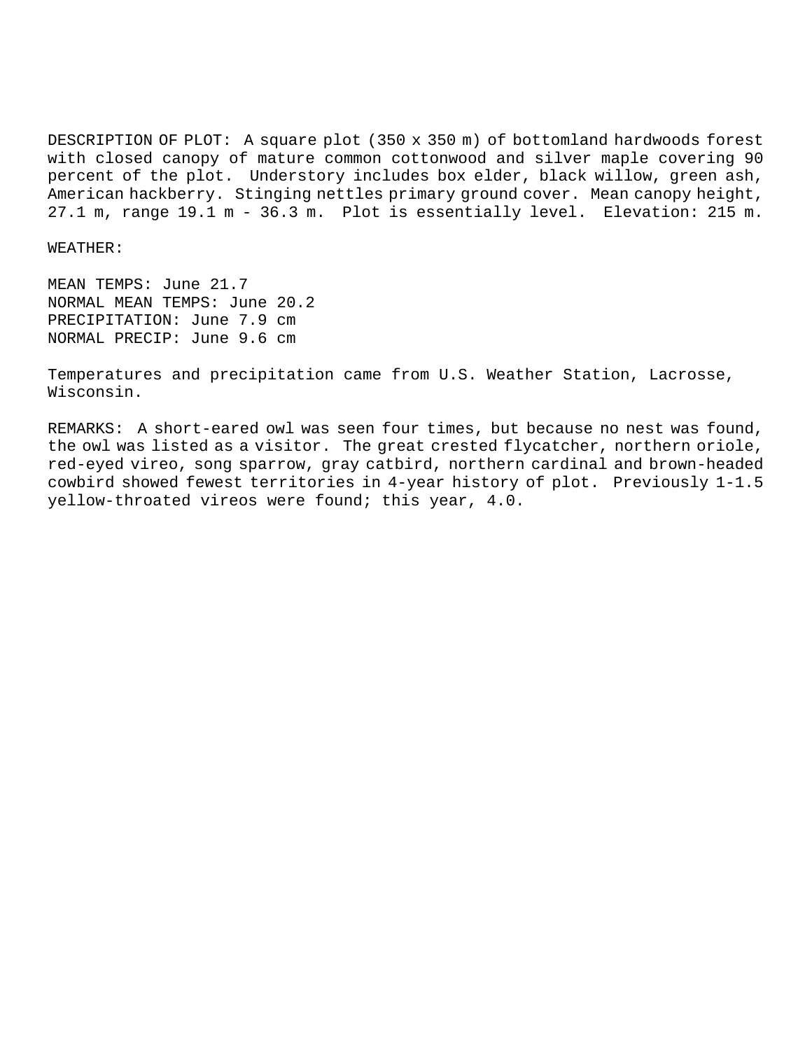DESCRIPTION OF PLOT: A square plot (350 x 350 m) of bottomland hardwoods forest with closed canopy of mature common cottonwood and silver maple covering 90 percent of the plot. Understory includes box elder, black willow, green ash, American hackberry. Stinging nettles primary ground cover. Mean canopy height, 27.1 m, range 19.1 m - 36.3 m. Plot is essentially level. Elevation: 215 m.

WEATHER:

MEAN TEMPS: June 21.7
NORMAL MEAN TEMPS: June 20.2
PRECIPITATION: June 7.9 cm
NORMAL PRECIP: June 9.6 cm

Temperatures and precipitation came from U.S. Weather Station, Lacrosse, Wisconsin.

REMARKS: A short-eared owl was seen four times, but because no nest was found, the owl was listed as a visitor. The great crested flycatcher, northern oriole, red-eyed vireo, song sparrow, gray catbird, northern cardinal and brown-headed cowbird showed fewest territories in 4-year history of plot. Previously 1-1.5 yellow-throated vireos were found; this year, 4.0.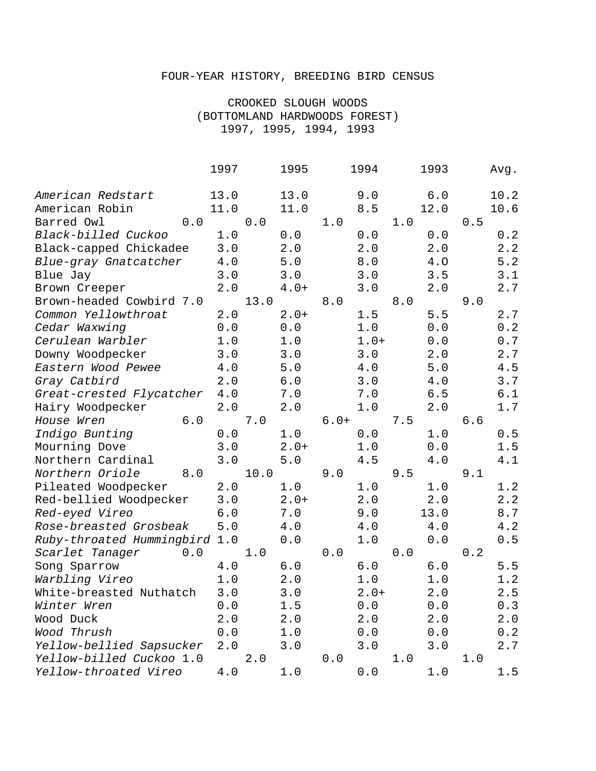FOUR-YEAR HISTORY, BREEDING BIRD CENSUS

CROOKED SLOUGH WOODS
(BOTTOMLAND HARDWOODS FOREST)
1997, 1995, 1994, 1993

| | 1997 | 1995 | 1994 | 1993 | Avg. |
|---|---|---|---|---|---|
| *American Redstart* | 13.0 | 13.0 | 9.0 | 6.0 | 10.2 |
| American Robin | 11.0 | 11.0 | 8.5 | 12.0 | 10.6 |
| Barred Owl | 0.0 | 0.0 | 1.0 | 1.0 | 0.5 |
| *Black-billed Cuckoo* | 1.0 | 0.0 | 0.0 | 0.0 | 0.2 |
| Black-capped Chickadee | 3.0 | 2.0 | 2.0 | 2.0 | 2.2 |
| *Blue-gray Gnatcatcher* | 4.0 | 5.0 | 8.0 | 4.O | 5.2 |
| Blue Jay | 3.0 | 3.0 | 3.0 | 3.5 | 3.1 |
| Brown Creeper | 2.0 | 4.0+ | 3.0 | 2.0 | 2.7 |
| Brown-headed Cowbird | 7.0 | 13.0 | 8.0 | 8.0 | 9.0 |
| *Common Yellowthroat* | 2.0 | 2.0+ | 1.5 | 5.5 | 2.7 |
| *Cedar Waxwing* | 0.0 | 0.0 | 1.0 | 0.0 | 0.2 |
| *Cerulean Warbler* | 1.0 | 1.0 | 1.0+ | 0.0 | 0.7 |
| Downy Woodpecker | 3.0 | 3.0 | 3.0 | 2.0 | 2.7 |
| *Eastern Wood Pewee* | 4.0 | 5.0 | 4.0 | 5.0 | 4.5 |
| *Gray Catbird* | 2.0 | 6.0 | 3.0 | 4.0 | 3.7 |
| *Great-crested Flycatcher* | 4.0 | 7.0 | 7.0 | 6.5 | 6.1 |
| Hairy Woodpecker | 2.0 | 2.0 | 1.0 | 2.0 | 1.7 |
| *House Wren* | 6.0 | 7.0 | 6.0+ | 7.5 | 6.6 |
| *Indigo Bunting* | 0.0 | 1.0 | 0.0 | 1.0 | 0.5 |
| Mourning Dove | 3.0 | 2.0+ | 1.0 | 0.0 | 1.5 |
| Northern Cardinal | 3.0 | 5.0 | 4.5 | 4.0 | 4.1 |
| *Northern Oriole* | 8.0 | 10.0 | 9.0 | 9.5 | 9.1 |
| Pileated Woodpecker | 2.0 | 1.0 | 1.0 | 1.0 | 1.2 |
| Red-bellied Woodpecker | 3.0 | 2.0+ | 2.0 | 2.0 | 2.2 |
| *Red-eyed Vireo* | 6.0 | 7.0 | 9.0 | 13.0 | 8.7 |
| *Rose-breasted Grosbeak* | 5.0 | 4.0 | 4.0 | 4.0 | 4.2 |
| *Ruby-throated Hummingbird* | 1.0 | 0.0 | 1.0 | 0.0 | 0.5 |
| *Scarlet Tanager* | 0.0 | 1.0 | 0.0 | 0.0 | 0.2 |
| Song Sparrow | 4.0 | 6.0 | 6.0 | 6.0 | 5.5 |
| *Warbling Vireo* | 1.0 | 2.0 | 1.0 | 1.0 | 1.2 |
| White-breasted Nuthatch | 3.0 | 3.0 | 2.0+ | 2.0 | 2.5 |
| *Winter Wren* | 0.0 | 1.5 | 0.0 | 0.0 | 0.3 |
| Wood Duck | 2.0 | 2.0 | 2.0 | 2.0 | 2.0 |
| *Wood Thrush* | 0.0 | 1.0 | 0.0 | 0.0 | 0.2 |
| *Yellow-bellied Sapsucker* | 2.0 | 3.0 | 3.0 | 3.0 | 2.7 |
| *Yellow-billed Cuckoo* | 1.0 | 2.0 | 0.0 | 1.0 | 1.0 |
| *Yellow-throated Vireo* | 4.0 | 1.0 | 0.0 | 1.0 | 1.5 |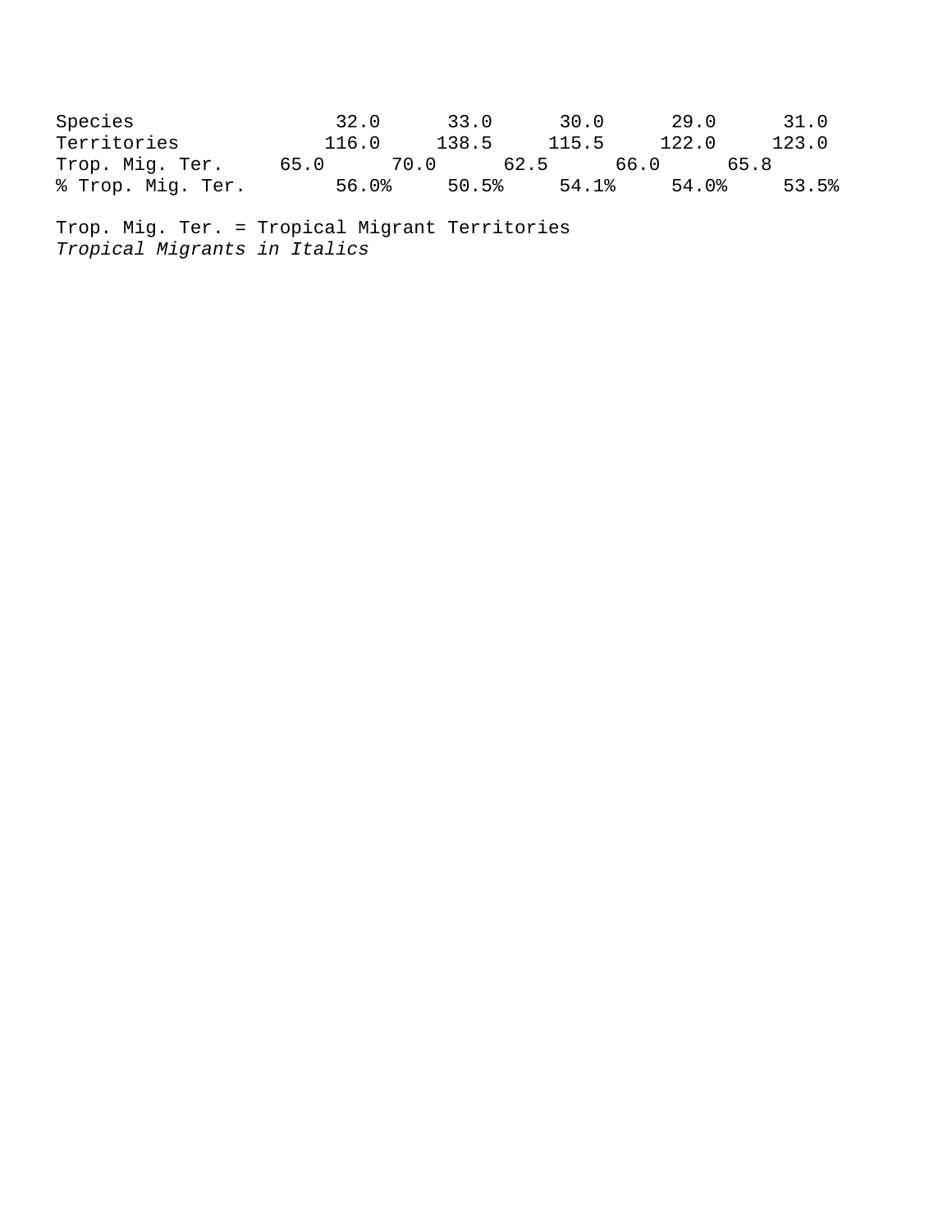| | | | | | |
|---|---|---|---|---|---|
| Species | 32.0 | 33.0 | 30.0 | 29.0 | 31.0 |
| Territories | 116.0 | 138.5 | 115.5 | 122.0 | 123.0 |
| Trop. Mig. Ter. | 65.0 | 70.0 | 62.5 | 66.0 | 65.8 |
| % Trop. Mig. Ter. | 56.0% | 50.5% | 54.1% | 54.0% | 53.5% |

Trop. Mig. Ter. = Tropical Migrant Territories
*Tropical Migrants in Italics*